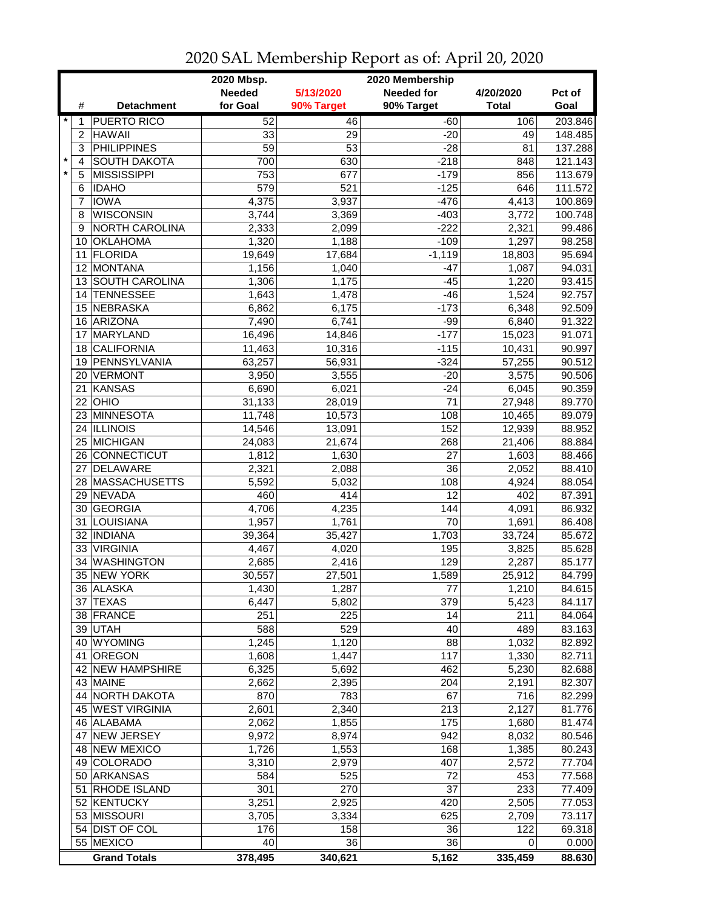# 2020 SAL Membership Report as of: April 20, 2020

| | # | Detachment | 2020 Mbsp. Needed for Goal | 5/13/2020 90% Target | 2020 Membership Needed for 90% Target | 4/20/2020 Total | Pct of Goal |
|---|---|---|---|---|---|---|---|
| * | 1 | PUERTO RICO | 52 | 46 | -60 | 106 | 203.846 |
| | 2 | HAWAII | 33 | 29 | -20 | 49 | 148.485 |
| | 3 | PHILIPPINES | 59 | 53 | -28 | 81 | 137.288 |
| * | 4 | SOUTH DAKOTA | 700 | 630 | -218 | 848 | 121.143 |
| * | 5 | MISSISSIPPI | 753 | 677 | -179 | 856 | 113.679 |
| | 6 | IDAHO | 579 | 521 | -125 | 646 | 111.572 |
| | 7 | IOWA | 4,375 | 3,937 | -476 | 4,413 | 100.869 |
| | 8 | WISCONSIN | 3,744 | 3,369 | -403 | 3,772 | 100.748 |
| | 9 | NORTH CAROLINA | 2,333 | 2,099 | -222 | 2,321 | 99.486 |
| | 10 | OKLAHOMA | 1,320 | 1,188 | -109 | 1,297 | 98.258 |
| | 11 | FLORIDA | 19,649 | 17,684 | -1,119 | 18,803 | 95.694 |
| | 12 | MONTANA | 1,156 | 1,040 | -47 | 1,087 | 94.031 |
| | 13 | SOUTH CAROLINA | 1,306 | 1,175 | -45 | 1,220 | 93.415 |
| | 14 | TENNESSEE | 1,643 | 1,478 | -46 | 1,524 | 92.757 |
| | 15 | NEBRASKA | 6,862 | 6,175 | -173 | 6,348 | 92.509 |
| | 16 | ARIZONA | 7,490 | 6,741 | -99 | 6,840 | 91.322 |
| | 17 | MARYLAND | 16,496 | 14,846 | -177 | 15,023 | 91.071 |
| | 18 | CALIFORNIA | 11,463 | 10,316 | -115 | 10,431 | 90.997 |
| | 19 | PENNSYLVANIA | 63,257 | 56,931 | -324 | 57,255 | 90.512 |
| | 20 | VERMONT | 3,950 | 3,555 | -20 | 3,575 | 90.506 |
| | 21 | KANSAS | 6,690 | 6,021 | -24 | 6,045 | 90.359 |
| | 22 | OHIO | 31,133 | 28,019 | 71 | 27,948 | 89.770 |
| | 23 | MINNESOTA | 11,748 | 10,573 | 108 | 10,465 | 89.079 |
| | 24 | ILLINOIS | 14,546 | 13,091 | 152 | 12,939 | 88.952 |
| | 25 | MICHIGAN | 24,083 | 21,674 | 268 | 21,406 | 88.884 |
| | 26 | CONNECTICUT | 1,812 | 1,630 | 27 | 1,603 | 88.466 |
| | 27 | DELAWARE | 2,321 | 2,088 | 36 | 2,052 | 88.410 |
| | 28 | MASSACHUSETTS | 5,592 | 5,032 | 108 | 4,924 | 88.054 |
| | 29 | NEVADA | 460 | 414 | 12 | 402 | 87.391 |
| | 30 | GEORGIA | 4,706 | 4,235 | 144 | 4,091 | 86.932 |
| | 31 | LOUISIANA | 1,957 | 1,761 | 70 | 1,691 | 86.408 |
| | 32 | INDIANA | 39,364 | 35,427 | 1,703 | 33,724 | 85.672 |
| | 33 | VIRGINIA | 4,467 | 4,020 | 195 | 3,825 | 85.628 |
| | 34 | WASHINGTON | 2,685 | 2,416 | 129 | 2,287 | 85.177 |
| | 35 | NEW YORK | 30,557 | 27,501 | 1,589 | 25,912 | 84.799 |
| | 36 | ALASKA | 1,430 | 1,287 | 77 | 1,210 | 84.615 |
| | 37 | TEXAS | 6,447 | 5,802 | 379 | 5,423 | 84.117 |
| | 38 | FRANCE | 251 | 225 | 14 | 211 | 84.064 |
| | 39 | UTAH | 588 | 529 | 40 | 489 | 83.163 |
| | 40 | WYOMING | 1,245 | 1,120 | 88 | 1,032 | 82.892 |
| | 41 | OREGON | 1,608 | 1,447 | 117 | 1,330 | 82.711 |
| | 42 | NEW HAMPSHIRE | 6,325 | 5,692 | 462 | 5,230 | 82.688 |
| | 43 | MAINE | 2,662 | 2,395 | 204 | 2,191 | 82.307 |
| | 44 | NORTH DAKOTA | 870 | 783 | 67 | 716 | 82.299 |
| | 45 | WEST VIRGINIA | 2,601 | 2,340 | 213 | 2,127 | 81.776 |
| | 46 | ALABAMA | 2,062 | 1,855 | 175 | 1,680 | 81.474 |
| | 47 | NEW JERSEY | 9,972 | 8,974 | 942 | 8,032 | 80.546 |
| | 48 | NEW MEXICO | 1,726 | 1,553 | 168 | 1,385 | 80.243 |
| | 49 | COLORADO | 3,310 | 2,979 | 407 | 2,572 | 77.704 |
| | 50 | ARKANSAS | 584 | 525 | 72 | 453 | 77.568 |
| | 51 | RHODE ISLAND | 301 | 270 | 37 | 233 | 77.409 |
| | 52 | KENTUCKY | 3,251 | 2,925 | 420 | 2,505 | 77.053 |
| | 53 | MISSOURI | 3,705 | 3,334 | 625 | 2,709 | 73.117 |
| | 54 | DIST OF COL | 176 | 158 | 36 | 122 | 69.318 |
| | 55 | MEXICO | 40 | 36 | 36 | 0 | 0.000 |
| | | **Grand Totals** | **378,495** | **340,621** | **5,162** | **335,459** | **88.630** |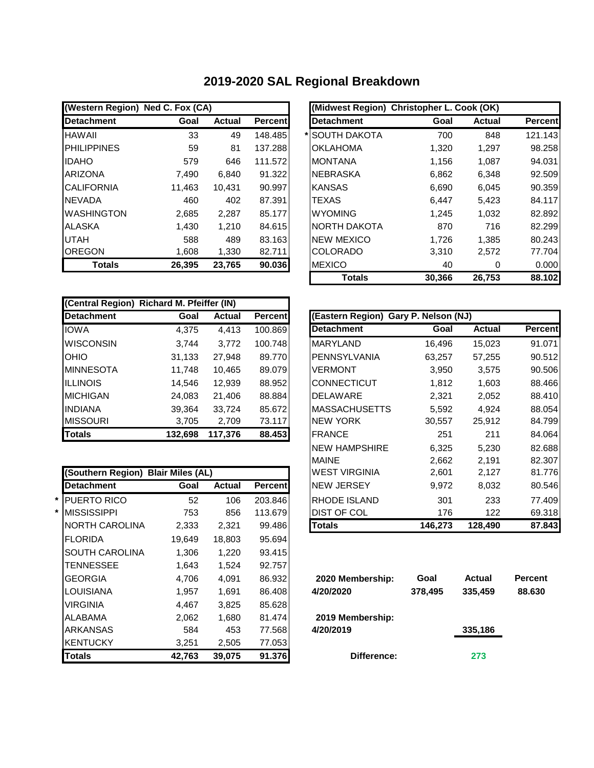# 2019-2020 SAL Regional Breakdown

| (Western Region) Ned C. Fox (CA) | | | |
|---|---|---|---|
| **Detachment** | **Goal** | **Actual** | **Percent** |
| HAWAII | 33 | 49 | 148.485 |
| PHILIPPINES | 59 | 81 | 137.288 |
| IDAHO | 579 | 646 | 111.572 |
| ARIZONA | 7,490 | 6,840 | 91.322 |
| CALIFORNIA | 11,463 | 10,431 | 90.997 |
| NEVADA | 460 | 402 | 87.391 |
| WASHINGTON | 2,685 | 2,287 | 85.177 |
| ALASKA | 1,430 | 1,210 | 84.615 |
| UTAH | 588 | 489 | 83.163 |
| OREGON | 1,608 | 1,330 | 82.711 |
| **Totals** | **26,395** | **23,765** | **90.036** |

| (Midwest Region) Christopher L. Cook (OK) | | | |
|---|---|---|---|
| **Detachment** | **Goal** | **Actual** | **Percent** |
| * SOUTH DAKOTA | 700 | 848 | 121.143 |
| OKLAHOMA | 1,320 | 1,297 | 98.258 |
| MONTANA | 1,156 | 1,087 | 94.031 |
| NEBRASKA | 6,862 | 6,348 | 92.509 |
| KANSAS | 6,690 | 6,045 | 90.359 |
| TEXAS | 6,447 | 5,423 | 84.117 |
| WYOMING | 1,245 | 1,032 | 82.892 |
| NORTH DAKOTA | 870 | 716 | 82.299 |
| NEW MEXICO | 1,726 | 1,385 | 80.243 |
| COLORADO | 3,310 | 2,572 | 77.704 |
| MEXICO | 40 | 0 | 0.000 |
| **Totals** | **30,366** | **26,753** | **88.102** |

| (Central Region) Richard M. Pfeiffer (IN) | | | |
|---|---|---|---|
| **Detachment** | **Goal** | **Actual** | **Percent** |
| IOWA | 4,375 | 4,413 | 100.869 |
| WISCONSIN | 3,744 | 3,772 | 100.748 |
| OHIO | 31,133 | 27,948 | 89.770 |
| MINNESOTA | 11,748 | 10,465 | 89.079 |
| ILLINOIS | 14,546 | 12,939 | 88.952 |
| MICHIGAN | 24,083 | 21,406 | 88.884 |
| INDIANA | 39,364 | 33,724 | 85.672 |
| MISSOURI | 3,705 | 2,709 | 73.117 |
| **Totals** | **132,698** | **117,376** | **88.453** |

| (Eastern Region) Gary P. Nelson (NJ) | | | |
|---|---|---|---|
| **Detachment** | **Goal** | **Actual** | **Percent** |
| MARYLAND | 16,496 | 15,023 | 91.071 |
| PENNSYLVANIA | 63,257 | 57,255 | 90.512 |
| VERMONT | 3,950 | 3,575 | 90.506 |
| CONNECTICUT | 1,812 | 1,603 | 88.466 |
| DELAWARE | 2,321 | 2,052 | 88.410 |
| MASSACHUSETTS | 5,592 | 4,924 | 88.054 |
| NEW YORK | 30,557 | 25,912 | 84.799 |
| FRANCE | 251 | 211 | 84.064 |
| NEW HAMPSHIRE | 6,325 | 5,230 | 82.688 |
| MAINE | 2,662 | 2,191 | 82.307 |
| WEST VIRGINIA | 2,601 | 2,127 | 81.776 |
| NEW JERSEY | 9,972 | 8,032 | 80.546 |
| RHODE ISLAND | 301 | 233 | 77.409 |
| DIST OF COL | 176 | 122 | 69.318 |
| **Totals** | **146,273** | **128,490** | **87.843** |

| (Southern Region) Blair Miles (AL) | | | |
|---|---|---|---|
| **Detachment** | **Goal** | **Actual** | **Percent** |
| * PUERTO RICO | 52 | 106 | 203.846 |
| * MISSISSIPPI | 753 | 856 | 113.679 |
| NORTH CAROLINA | 2,333 | 2,321 | 99.486 |
| FLORIDA | 19,649 | 18,803 | 95.694 |
| SOUTH CAROLINA | 1,306 | 1,220 | 93.415 |
| TENNESSEE | 1,643 | 1,524 | 92.757 |
| GEORGIA | 4,706 | 4,091 | 86.932 |
| LOUISIANA | 1,957 | 1,691 | 86.408 |
| VIRGINIA | 4,467 | 3,825 | 85.628 |
| ALABAMA | 2,062 | 1,680 | 81.474 |
| ARKANSAS | 584 | 453 | 77.568 |
| KENTUCKY | 3,251 | 2,505 | 77.053 |
| **Totals** | **42,763** | **39,075** | **91.376** |

| | Goal | Actual | Percent |
|---|---|---|---|
| **2020 Membership:** 4/20/2020 | **378,495** | **335,459** | **88.630** |
| **2019 Membership:** 4/20/2019 | | **335,186** | |
| **Difference:** | | **273** | |